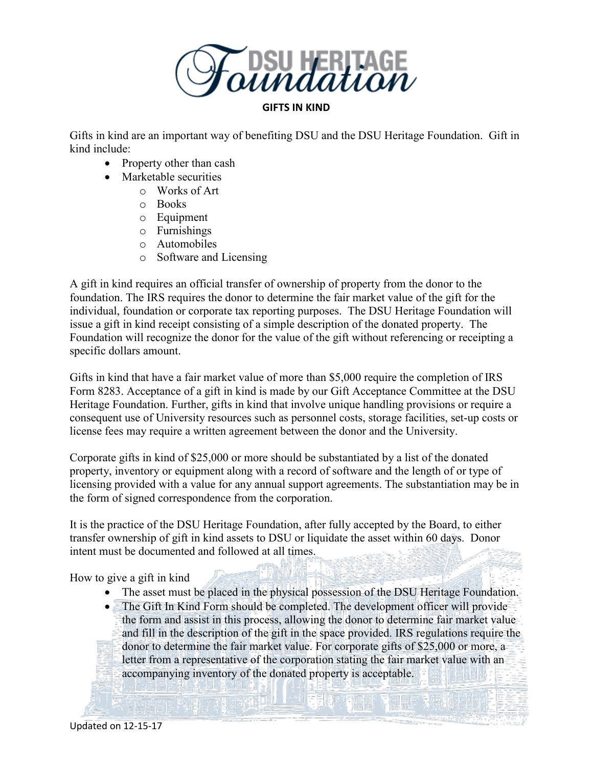# DSU HERITAGE Foundation

## GIFTS IN KIND

Gifts in kind are an important way of benefiting DSU and the DSU Heritage Foundation. Gift in kind include:

- Property other than cash
- Marketable securities
  - Works of Art
  - Books
  - Equipment
  - Furnishings
  - Automobiles
  - Software and Licensing

A gift in kind requires an official transfer of ownership of property from the donor to the foundation. The IRS requires the donor to determine the fair market value of the gift for the individual, foundation or corporate tax reporting purposes. The DSU Heritage Foundation will issue a gift in kind receipt consisting of a simple description of the donated property. The Foundation will recognize the donor for the value of the gift without referencing or receipting a specific dollars amount.

Gifts in kind that have a fair market value of more than $5,000 require the completion of IRS Form 8283. Acceptance of a gift in kind is made by our Gift Acceptance Committee at the DSU Heritage Foundation. Further, gifts in kind that involve unique handling provisions or require a consequent use of University resources such as personnel costs, storage facilities, set-up costs or license fees may require a written agreement between the donor and the University.

Corporate gifts in kind of $25,000 or more should be substantiated by a list of the donated property, inventory or equipment along with a record of software and the length of or type of licensing provided with a value for any annual support agreements. The substantiation may be in the form of signed correspondence from the corporation.

It is the practice of the DSU Heritage Foundation, after fully accepted by the Board, to either transfer ownership of gift in kind assets to DSU or liquidate the asset within 60 days. Donor intent must be documented and followed at all times.

How to give a gift in kind

- The asset must be placed in the physical possession of the DSU Heritage Foundation.
- The Gift In Kind Form should be completed. The development officer will provide the form and assist in this process, allowing the donor to determine fair market value and fill in the description of the gift in the space provided. IRS regulations require the donor to determine the fair market value. For corporate gifts of $25,000 or more, a letter from a representative of the corporation stating the fair market value with an accompanying inventory of the donated property is acceptable.

Updated on 12-15-17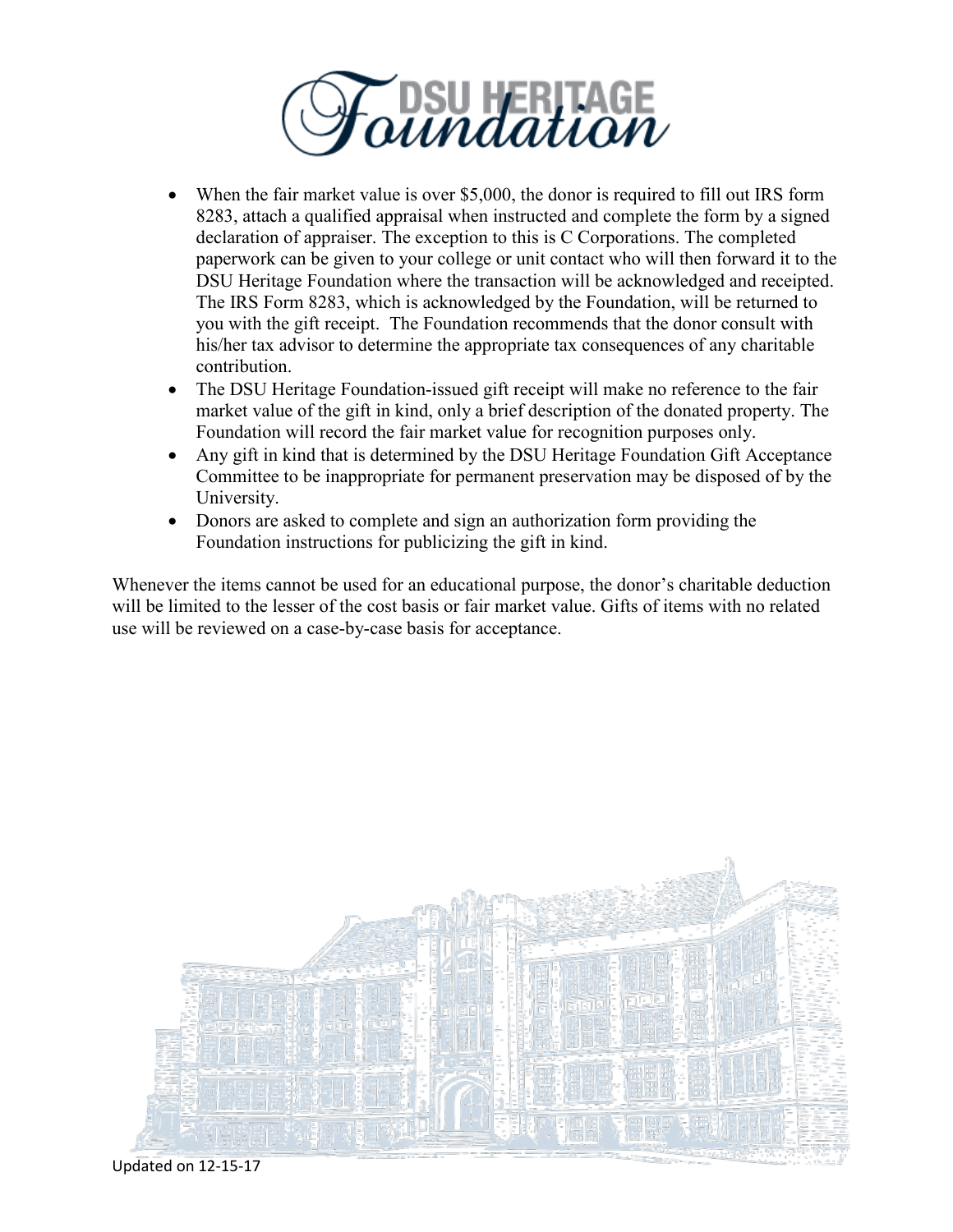- When the fair market value is over $5,000, the donor is required to fill out IRS form 8283, attach a qualified appraisal when instructed and complete the form by a signed declaration of appraiser. The exception to this is C Corporations. The completed paperwork can be given to your college or unit contact who will then forward it to the DSU Heritage Foundation where the transaction will be acknowledged and receipted. The IRS Form 8283, which is acknowledged by the Foundation, will be returned to you with the gift receipt. The Foundation recommends that the donor consult with his/her tax advisor to determine the appropriate tax consequences of any charitable contribution.
- The DSU Heritage Foundation-issued gift receipt will make no reference to the fair market value of the gift in kind, only a brief description of the donated property. The Foundation will record the fair market value for recognition purposes only.
- Any gift in kind that is determined by the DSU Heritage Foundation Gift Acceptance Committee to be inappropriate for permanent preservation may be disposed of by the University.
- Donors are asked to complete and sign an authorization form providing the Foundation instructions for publicizing the gift in kind.

Whenever the items cannot be used for an educational purpose, the donor's charitable deduction will be limited to the lesser of the cost basis or fair market value. Gifts of items with no related use will be reviewed on a case-by-case basis for acceptance.

Updated on 12-15-17